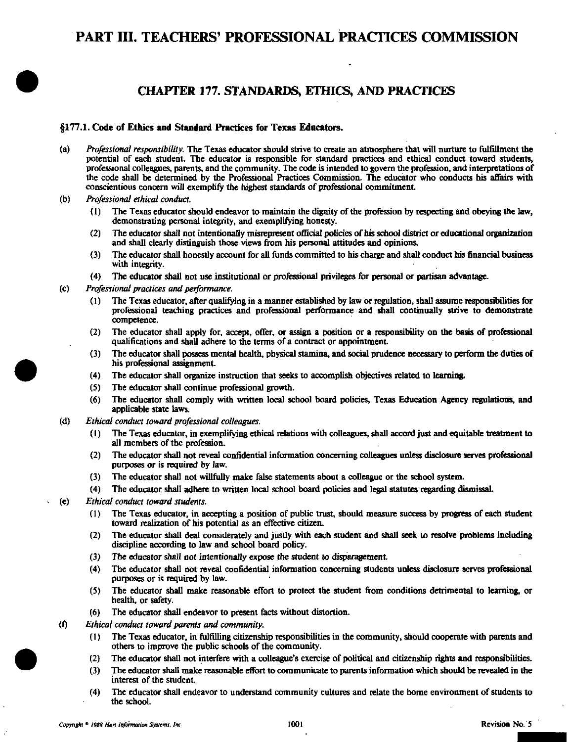# PART III. TEACHERS' PROFESSIONAL PRACTICES COMMISSION

## CHAPTER 177. STANDARDS, ETHICS, AND PRACTICES

### §177.1. Code of Ethics and Standard Practices for Texas Educators.

(a) *Professional responsibility.* The Texas educator should strive to create an atmosphere that will nurture to fulfillment the potential of each student. The educator is responsible for standard practices and ethical conduct toward students, professional colleagues, parents, and the community. The code is intended to govern the profession, and interpretations of the code shall be determined by the Professional Practices Commission. The educator who conducts his affairs with conscientious concern will exemplify the highest standards of professional commitment.

(b) *Professional ethical conduct.*

(1) The Texas educator should endeavor to maintain the dignity of the profession by respecting and obeying the law, demonstrating personal integrity, and exemplifying honesty.

(2) The educator shall not intentionally misrepresent official policies of his school district or educational organization and shall clearly distinguish those views from his personal attitudes and opinions.

(3) The educator shall honestly account for all funds committed to his charge and shall conduct his financial business with integrity.

(4) The educator shall not use institutional or professional privileges for personal or partisan advantage.

(c) *Professional practices and performance.*

(1) The Texas educator, after qualifying in a manner established by law or regulation, shall assume responsibilities for professional teaching practices and professional performance and shall continually strive to demonstrate competence.

(2) The educator shall apply for, accept, offer, or assign a position or a responsibility on the basis of professional qualifications and shall adhere to the terms of a contract or appointment.

(3) The educator shall possess mental health, physical stamina, and social prudence necessary to perform the duties of his professional assignment.

(4) The educator shall organize instruction that seeks to accomplish objectives related to learning.

(5) The educator shall continue professional growth.

(6) The educator shall comply with written local school board policies, Texas Education Agency regulations, and applicable state laws.

(d) *Ethical conduct toward professional colleagues.*

(1) The Texas educator, in exemplifying ethical relations with colleagues, shall accord just and equitable treatment to all members of the profession.

(2) The educator shall not reveal confidential information concerning colleagues unless disclosure serves professional purposes or is required by law.

(3) The educator shall not willfully make false statements about a colleague or the school system.

(4) The educator shall adhere to written local school board policies and legal statutes regarding dismissal.

(e) *Ethical conduct toward students.*

(1) The Texas educator, in accepting a position of public trust, should measure success by progress of each student toward realization of his potential as an effective citizen.

(2) The educator shall deal considerately and justly with each student and shall seek to resolve problems including discipline according to law and school board policy.

(3) The educator shall not intentionally expose the student to disparagement.

(4) The educator shall not reveal confidential information concerning students unless disclosure serves professional purposes or is required by law.

(5) The educator shall make reasonable effort to protect the student from conditions detrimental to learning, or health, or safety.

(6) The educator shall endeavor to present facts without distortion.

(f) *Ethical conduct toward parents and community.*

(1) The Texas educator, in fulfilling citizenship responsibilities in the community, should cooperate with parents and others to improve the public schools of the community.

(2) The educator shall not interfere with a colleague's exercise of political and citizenship rights and responsibilities.

(3) The educator shall make reasonable effort to communicate to parents information which should be revealed in the interest of the student.

(4) The educator shall endeavor to understand community cultures and relate the home environment of students to the school.

Copyright © 1988 Hart Information Systems, Inc. Revision No. 5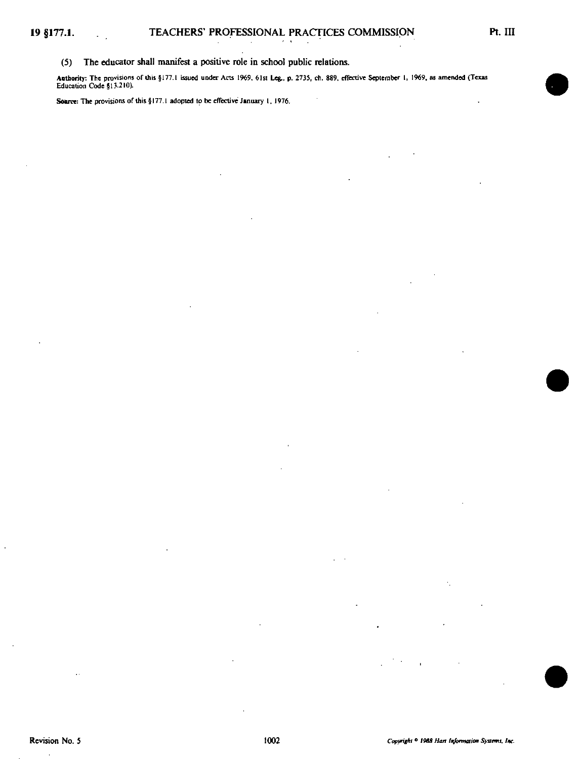(5) The educator shall manifest a positive role in school public relations.

**Authority:** The provisions of this §177.1 issued under Acts 1969, 61st Leg., p. 2735, ch. 889, effective September 1, 1969, as amended (Texas Education Code §13.210).

**Source:** The provisions of this §177.1 adopted to be effective January 1, 1976.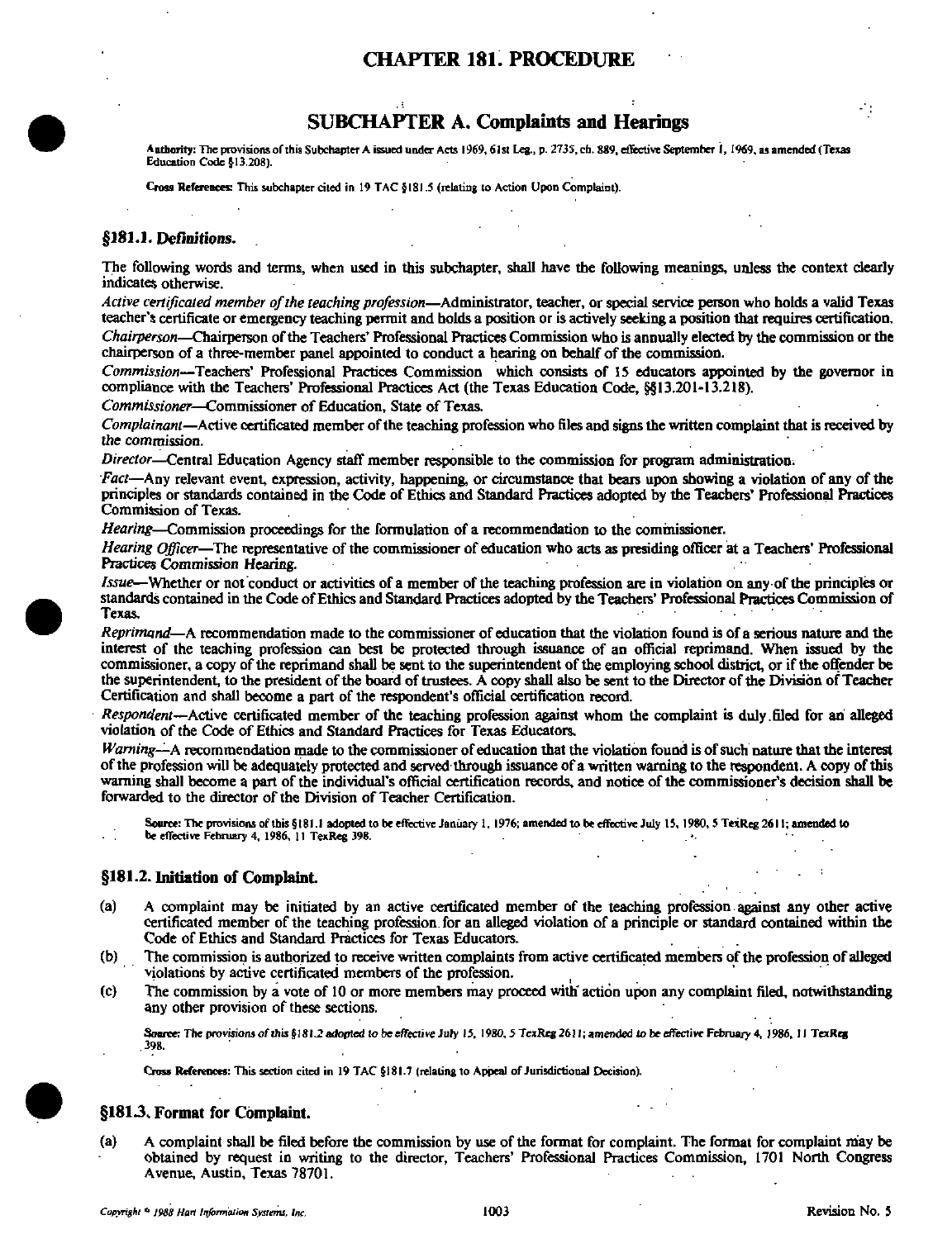# CHAPTER 181. PROCEDURE

## SUBCHAPTER A. Complaints and Hearings

**Authority:** The provisions of this Subchapter A issued under Acts 1969, 61st Leg., p. 2735, ch. 889, effective September 1, 1969, as amended (Texas Education Code §13.208).

**Cross References:** This subchapter cited in 19 TAC §181.5 (relating to Action Upon Complaint).

### §181.1. Definitions.

The following words and terms, when used in this subchapter, shall have the following meanings, unless the context clearly indicates otherwise.

*Active certificated member of the teaching profession*—Administrator, teacher, or special service person who holds a valid Texas teacher's certificate or emergency teaching permit and holds a position or is actively seeking a position that requires certification.

*Chairperson*—Chairperson of the Teachers' Professional Practices Commission who is annually elected by the commission or the chairperson of a three-member panel appointed to conduct a hearing on behalf of the commission.

*Commission*—Teachers' Professional Practices Commission which consists of 15 educators appointed by the governor in compliance with the Teachers' Professional Practices Act (the Texas Education Code, §§13.201-13.218).

*Commissioner*—Commissioner of Education, State of Texas.

*Complainant*—Active certificated member of the teaching profession who files and signs the written complaint that is received by the commission.

*Director*—Central Education Agency staff member responsible to the commission for program administration.

*Fact*—Any relevant event, expression, activity, happening, or circumstance that bears upon showing a violation of any of the principles or standards contained in the Code of Ethics and Standard Practices adopted by the Teachers' Professional Practices Commission of Texas.

*Hearing*—Commission proceedings for the formulation of a recommendation to the commissioner.

*Hearing Officer*—The representative of the commissioner of education who acts as presiding officer at a Teachers' Professional Practices Commission Hearing.

*Issue*—Whether or not conduct or activities of a member of the teaching profession are in violation on any of the principles or standards contained in the Code of Ethics and Standard Practices adopted by the Teachers' Professional Practices Commission of Texas.

*Reprimand*—A recommendation made to the commissioner of education that the violation found is of a serious nature and the interest of the teaching profession can best be protected through issuance of an official reprimand. When issued by the commissioner, a copy of the reprimand shall be sent to the superintendent of the employing school district, or if the offender be the superintendent, to the president of the board of trustees. A copy shall also be sent to the Director of the Division of Teacher Certification and shall become a part of the respondent's official certification record.

*Respondent*—Active certificated member of the teaching profession against whom the complaint is duly filed for an alleged violation of the Code of Ethics and Standard Practices for Texas Educators.

*Warning*—A recommendation made to the commissioner of education that the violation found is of such nature that the interest of the profession will be adequately protected and served through issuance of a written warning to the respondent. A copy of this warning shall become a part of the individual's official certification records, and notice of the commissioner's decision shall be forwarded to the director of the Division of Teacher Certification.

**Source:** The provisions of this §181.1 adopted to be effective January 1, 1976; amended to be effective July 15, 1980, 5 TexReg 2611; amended to be effective February 4, 1986, 11 TexReg 398.

### §181.2. Initiation of Complaint.

(a) A complaint may be initiated by an active certificated member of the teaching profession against any other active certificated member of the teaching profession for an alleged violation of a principle or standard contained within the Code of Ethics and Standard Practices for Texas Educators.

(b) The commission is authorized to receive written complaints from active certificated members of the profession of alleged violations by active certificated members of the profession.

(c) The commission by a vote of 10 or more members may proceed with action upon any complaint filed, notwithstanding any other provision of these sections.

**Source:** *The provisions of this §181.2 adopted to be effective July 15, 1980, 5 TexReg 2611; amended to be effective February 4, 1986, 11 TexReg 398.*

**Cross References:** This section cited in 19 TAC §181.7 (relating to Appeal of Jurisdictional Decision).

### §181.3. Format for Complaint.

(a) A complaint shall be filed before the commission by use of the format for complaint. The format for complaint may be obtained by request in writing to the director, Teachers' Professional Practices Commission, 1701 North Congress Avenue, Austin, Texas 78701.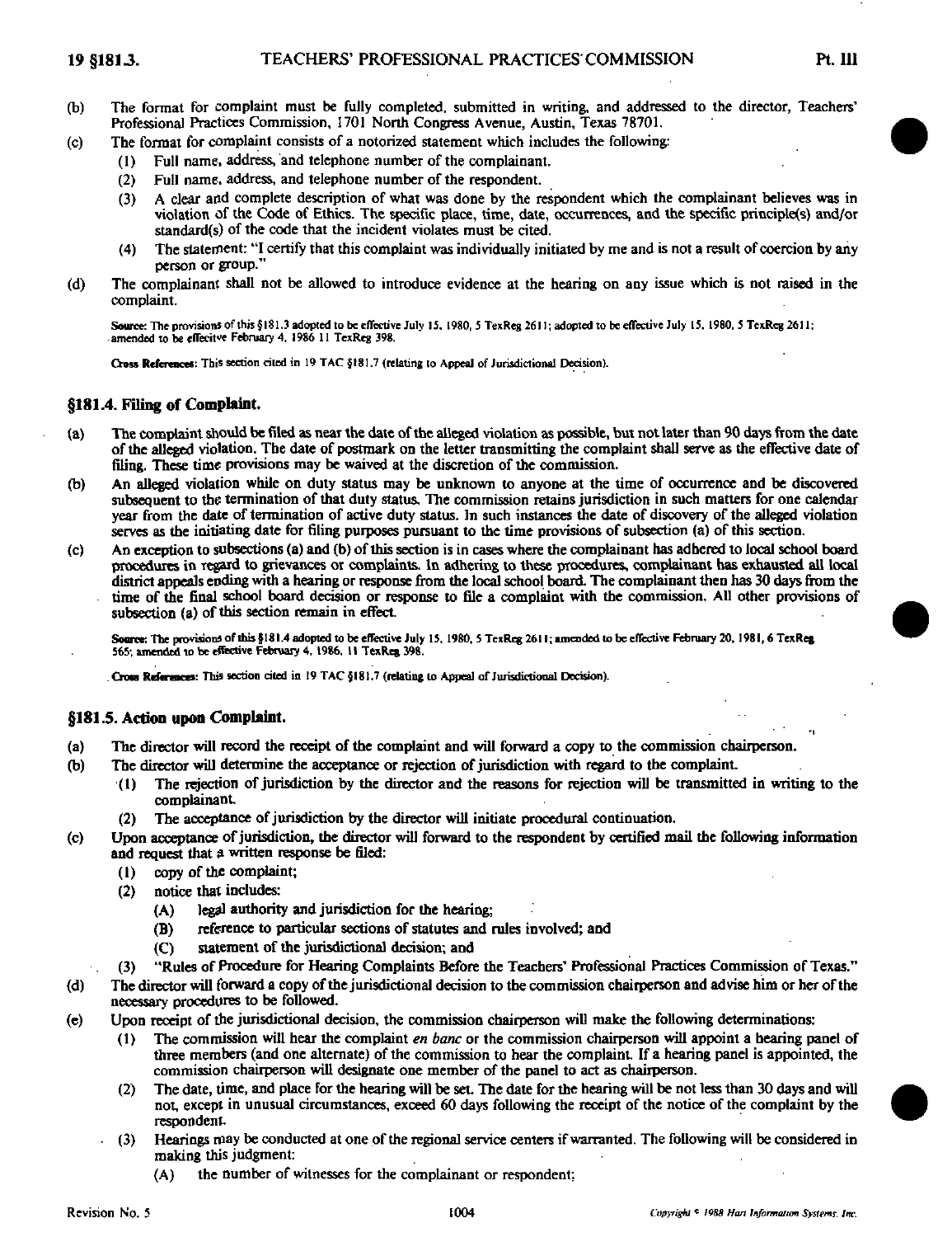(b) The format for complaint must be fully completed, submitted in writing, and addressed to the director, Teachers' Professional Practices Commission, 1701 North Congress Avenue, Austin, Texas 78701.

(c) The format for complaint consists of a notorized statement which includes the following:

  (1) Full name, address, and telephone number of the complainant.

  (2) Full name, address, and telephone number of the respondent.

  (3) A clear and complete description of what was done by the respondent which the complainant believes was in violation of the Code of Ethics. The specific place, time, date, occurrences, and the specific principle(s) and/or standard(s) of the code that the incident violates must be cited.

  (4) The statement: "I certify that this complaint was individually initiated by me and is not a result of coercion by any person or group."

(d) The complainant shall not be allowed to introduce evidence at the hearing on any issue which is not raised in the complaint.

**Source:** The provisions of this §181.3 adopted to be effective July 15, 1980, 5 TexReg 2611; adopted to be effective July 15, 1980, 5 TexReg 2611; amended to be effecitve February 4, 1986 11 TexReg 398.

**Cross References:** This section cited in 19 TAC §181.7 (relating to Appeal of Jurisdictional Decision).

## §181.4. Filing of Complaint.

(a) The complaint should be filed as near the date of the alleged violation as possible, but not later than 90 days from the date of the alleged violation. The date of postmark on the letter transmitting the complaint shall serve as the effective date of filing. These time provisions may be waived at the discretion of the commission.

(b) An alleged violation while on duty status may be unknown to anyone at the time of occurrence and be discovered subsequent to the termination of that duty status. The commission retains jurisdiction in such matters for one calendar year from the date of termination of active duty status. In such instances the date of discovery of the alleged violation serves as the initiating date for filing purposes pursuant to the time provisions of subsection (a) of this section.

(c) An exception to subsections (a) and (b) of this section is in cases where the complainant has adhered to local school board procedures in regard to grievances or complaints. In adhering to these procedures, complainant has exhausted all local district appeals ending with a hearing or response from the local school board. The complainant then has 30 days from the time of the final school board decision or response to file a complaint with the commission. All other provisions of subsection (a) of this section remain in effect.

**Source:** The provisions of this §181.4 adopted to be effective July 15, 1980, 5 TexReg 2611; amended to be effective February 20, 1981, 6 TexReg 565; amended to be effective February 4, 1986, 11 TexReg 398.

**Cross References:** This section cited in 19 TAC §181.7 (relating to Appeal of Jurisdictional Decision).

## §181.5. Action upon Complaint.

(a) The director will record the receipt of the complaint and will forward a copy to the commission chairperson.

(b) The director will determine the acceptance or rejection of jurisdiction with regard to the complaint.

  (1) The rejection of jurisdiction by the director and the reasons for rejection will be transmitted in writing to the complainant.

  (2) The acceptance of jurisdiction by the director will initiate procedural continuation.

(c) Upon acceptance of jurisdiction, the director will forward to the respondent by certified mail the following information and request that a written response be filed:

  (1) copy of the complaint;

  (2) notice that includes:

    (A) legal authority and jurisdiction for the hearing;

    (B) reference to particular sections of statutes and rules involved; and

    (C) statement of the jurisdictional decision; and

  (3) "Rules of Procedure for Hearing Complaints Before the Teachers' Professional Practices Commission of Texas."

(d) The director will forward a copy of the jurisdictional decision to the commission chairperson and advise him or her of the necessary procedures to be followed.

(e) Upon receipt of the jurisdictional decision, the commission chairperson will make the following determinations:

  (1) The commission will hear the complaint *en banc* or the commission chairperson will appoint a hearing panel of three members (and one alternate) of the commission to hear the complaint. If a hearing panel is appointed, the commission chairperson will designate one member of the panel to act as chairperson.

  (2) The date, time, and place for the hearing will be set. The date for the hearing will be not less than 30 days and will not, except in unusual circumstances, exceed 60 days following the receipt of the notice of the complaint by the respondent.

  (3) Hearings may be conducted at one of the regional service centers if warranted. The following will be considered in making this judgment:

    (A) the number of witnesses for the complainant or respondent;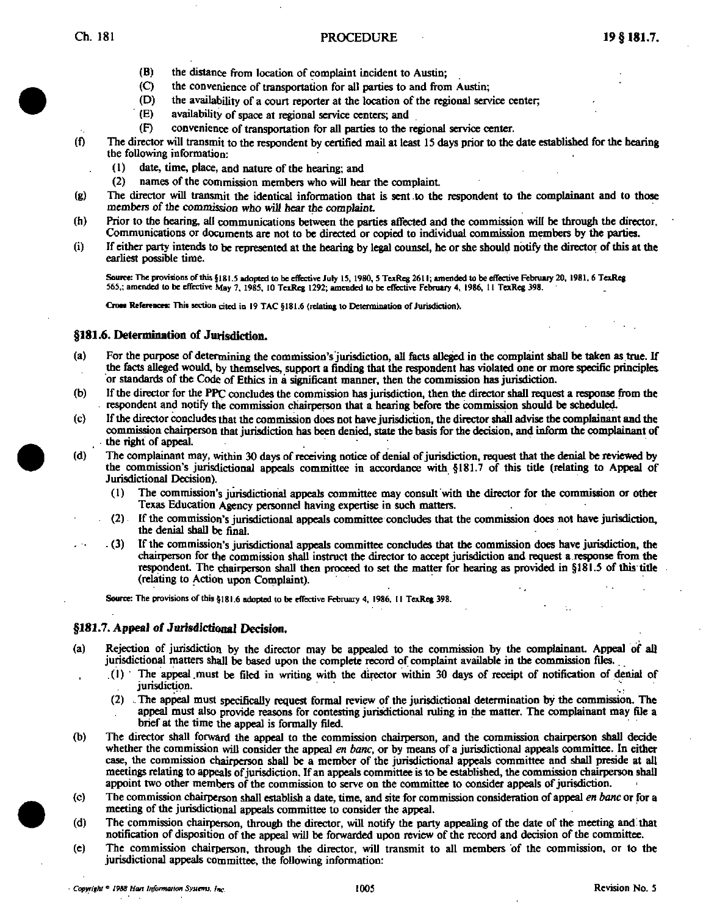(B) the distance from location of complaint incident to Austin;

(C) the convenience of transportation for all parties to and from Austin;

(D) the availability of a court reporter at the location of the regional service center;

(E) availability of space at regional service centers; and

(F) convenience of transportation for all parties to the regional service center.

(f) The director will transmit to the respondent by certified mail at least 15 days prior to the date established for the hearing the following information:

(1) date, time, place, and nature of the hearing; and

(2) names of the commission members who will hear the complaint.

(g) The director will transmit the identical information that is sent to the respondent to the complainant and to those members of the commission who will hear the complaint.

(h) Prior to the hearing, all communications between the parties affected and the commission will be through the director. Communications or documents are not to be directed or copied to individual commission members by the parties.

(i) If either party intends to be represented at the hearing by legal counsel, he or she should notify the director of this at the earliest possible time.

Source: The provisions of this §181.5 adopted to be effective July 15, 1980, 5 TexReg 2611; amended to be effective February 20, 1981, 6 TexReg 565,; amended to be effective May 7, 1985, 10 TexReg 1292; amended to be effective February 4, 1986, 11 TexReg 398.

Cross References: This section cited in 19 TAC §181.6 (relating to Determination of Jurisdiction).

### §181.6. Determination of Jurisdiction.

(a) For the purpose of determining the commission's jurisdiction, all facts alleged in the complaint shall be taken as true. If the facts alleged would, by themselves, support a finding that the respondent has violated one or more specific principles or standards of the Code of Ethics in a significant manner, then the commission has jurisdiction.

(b) If the director for the PPC concludes the commission has jurisdiction, then the director shall request a response from the respondent and notify the commission chairperson that a hearing before the commission should be scheduled.

(c) If the director concludes that the commission does not have jurisdiction, the director shall advise the complainant and the commission chairperson that jurisdiction has been denied, state the basis for the decision, and inform the complainant of the right of appeal.

(d) The complainant may, within 30 days of receiving notice of denial of jurisdiction, request that the denial be reviewed by the commission's jurisdictional appeals committee in accordance with §181.7 of this title (relating to Appeal of Jurisdictional Decision).

(1) The commission's jurisdictional appeals committee may consult with the director for the commission or other Texas Education Agency personnel having expertise in such matters.

(2) If the commission's jurisdictional appeals committee concludes that the commission does not have jurisdiction, the denial shall be final.

(3) If the commission's jurisdictional appeals committee concludes that the commission does have jurisdiction, the chairperson for the commission shall instruct the director to accept jurisdiction and request a response from the respondent. The chairperson shall then proceed to set the matter for hearing as provided in §181.5 of this title (relating to Action upon Complaint).

Source: The provisions of this §181.6 adopted to be effective February 4, 1986, 11 TexReg 398.

### §181.7. Appeal of Jurisdictional Decision.

(a) Rejection of jurisdiction by the director may be appealed to the commission by the complainant. Appeal of all jurisdictional matters shall be based upon the complete record of complaint available in the commission files.

(1) The appeal must be filed in writing with the director within 30 days of receipt of notification of denial of jurisdiction.

(2) The appeal must specifically request formal review of the jurisdictional determination by the commission. The appeal must also provide reasons for contesting jurisdictional ruling in the matter. The complainant may file a brief at the time the appeal is formally filed.

(b) The director shall forward the appeal to the commission chairperson, and the commission chairperson shall decide whether the commission will consider the appeal *en banc*, or by means of a jurisdictional appeals committee. In either case, the commission chairperson shall be a member of the jurisdictional appeals committee and shall preside at all meetings relating to appeals of jurisdiction. If an appeals committee is to be established, the commission chairperson shall appoint two other members of the commission to serve on the committee to consider appeals of jurisdiction.

(c) The commission chairperson shall establish a date, time, and site for commission consideration of appeal *en banc* or for a meeting of the jurisdictional appeals committee to consider the appeal.

(d) The commission chairperson, through the director, will notify the party appealing of the date of the meeting and that notification of disposition of the appeal will be forwarded upon review of the record and decision of the committee.

(e) The commission chairperson, through the director, will transmit to all members of the commission, or to the jurisdictional appeals committee, the following information: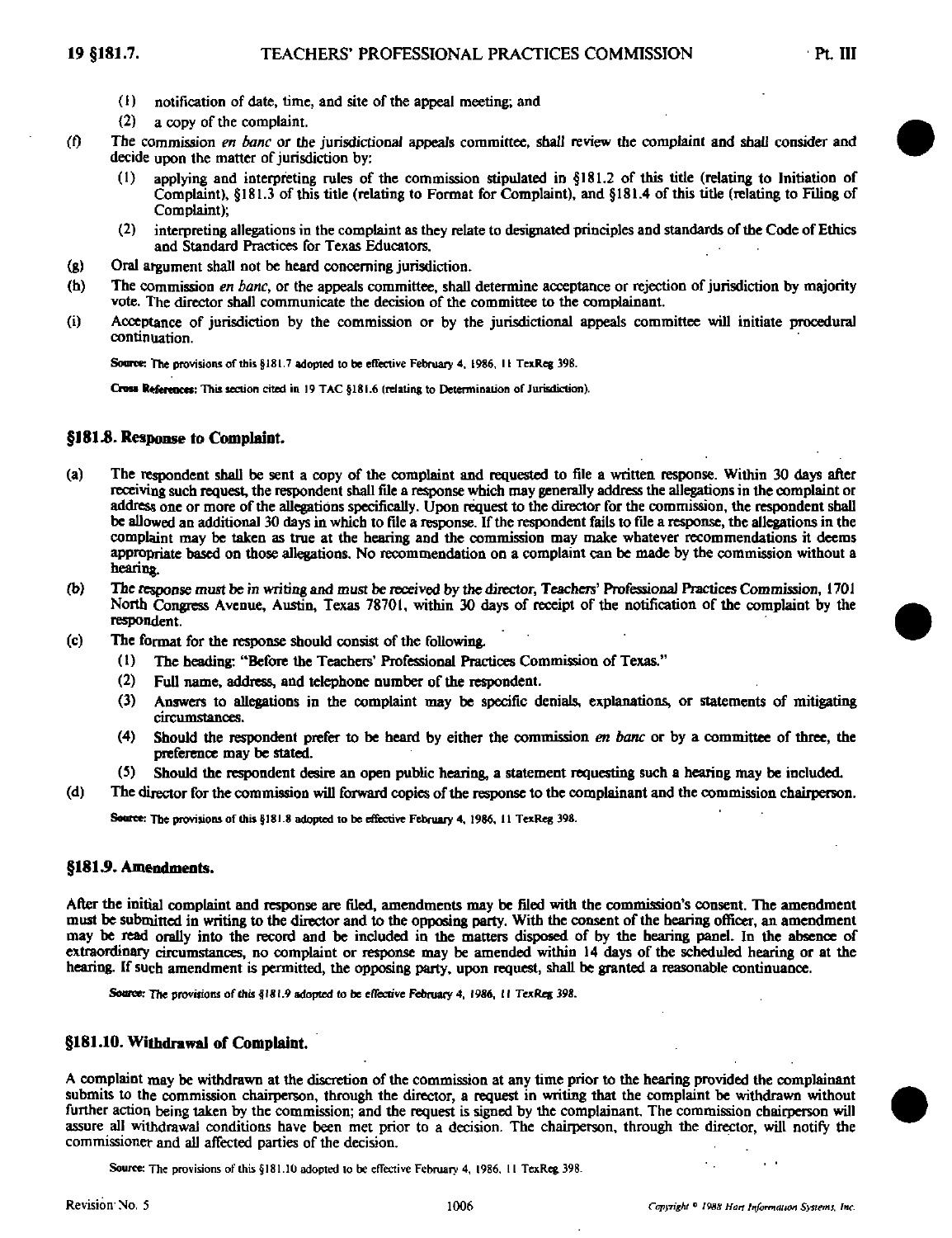(1) notification of date, time, and site of the appeal meeting; and

(2) a copy of the complaint.

(f) The commission *en banc* or the jurisdictional appeals committee, shall review the complaint and shall consider and decide upon the matter of jurisdiction by:

(1) applying and interpreting rules of the commission stipulated in §181.2 of this title (relating to Initiation of Complaint), §181.3 of this title (relating to Format for Complaint), and §181.4 of this title (relating to Filing of Complaint);

(2) interpreting allegations in the complaint as they relate to designated principles and standards of the Code of Ethics and Standard Practices for Texas Educators.

(g) Oral argument shall not be heard concerning jurisdiction.

(h) The commission *en banc*, or the appeals committee, shall determine acceptance or rejection of jurisdiction by majority vote. The director shall communicate the decision of the committee to the complainant.

(i) Acceptance of jurisdiction by the commission or by the jurisdictional appeals committee will initiate procedural continuation.

Source: The provisions of this §181.7 adopted to be effective February 4, 1986, 11 TexReg 398.

Cross References: This section cited in 19 TAC §181.6 (relating to Determination of Jurisdiction).

## §181.8. Response to Complaint.

(a) The respondent shall be sent a copy of the complaint and requested to file a written response. Within 30 days after receiving such request, the respondent shall file a response which may generally address the allegations in the complaint or address one or more of the allegations specifically. Upon request to the director for the commission, the respondent shall be allowed an additional 30 days in which to file a response. If the respondent fails to file a response, the allegations in the complaint may be taken as true at the hearing and the commission may make whatever recommendations it deems appropriate based on those allegations. No recommendation on a complaint can be made by the commission without a hearing.

(b) The response must be in writing and must be received by the director, Teachers' Professional Practices Commission, 1701 North Congress Avenue, Austin, Texas 78701, within 30 days of receipt of the notification of the complaint by the respondent.

(c) The format for the response should consist of the following.

(1) The heading: "Before the Teachers' Professional Practices Commission of Texas."

(2) Full name, address, and telephone number of the respondent.

(3) Answers to allegations in the complaint may be specific denials, explanations, or statements of mitigating circumstances.

(4) Should the respondent prefer to be heard by either the commission *en banc* or by a committee of three, the preference may be stated.

(5) Should the respondent desire an open public hearing, a statement requesting such a hearing may be included.

(d) The director for the commission will forward copies of the response to the complainant and the commission chairperson.

Source: The provisions of this §181.8 adopted to be effective February 4, 1986, 11 TexReg 398.

## §181.9. Amendments.

After the initial complaint and response are filed, amendments may be filed with the commission's consent. The amendment must be submitted in writing to the director and to the opposing party. With the consent of the hearing officer, an amendment may be read orally into the record and be included in the matters disposed of by the hearing panel. In the absence of extraordinary circumstances, no complaint or response may be amended within 14 days of the scheduled hearing or at the hearing. If such amendment is permitted, the opposing party, upon request, shall be granted a reasonable continuance.

Source: The provisions of this §181.9 adopted to be effective February 4, 1986, 11 TexReg 398.

## §181.10. Withdrawal of Complaint.

A complaint may be withdrawn at the discretion of the commission at any time prior to the hearing provided the complainant submits to the commission chairperson, through the director, a request in writing that the complaint be withdrawn without further action being taken by the commission; and the request is signed by the complainant. The commission chairperson will assure all withdrawal conditions have been met prior to a decision. The chairperson, through the director, will notify the commissioner and all affected parties of the decision.

Source: The provisions of this §181.10 adopted to be effective February 4, 1986, 11 TexReg 398.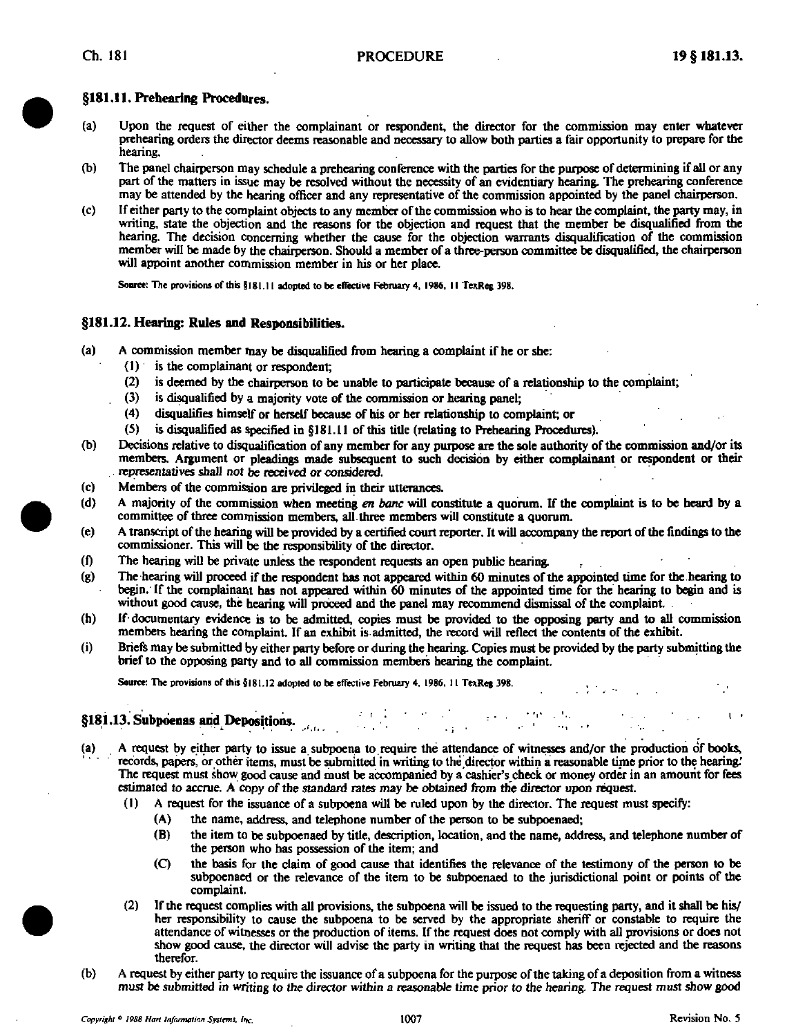## §181.11. Prehearing Procedures.

(a) Upon the request of either the complainant or respondent, the director for the commission may enter whatever prehearing orders the director deems reasonable and necessary to allow both parties a fair opportunity to prepare for the hearing.

(b) The panel chairperson may schedule a prehearing conference with the parties for the purpose of determining if all or any part of the matters in issue may be resolved without the necessity of an evidentiary hearing. The prehearing conference may be attended by the hearing officer and any representative of the commission appointed by the panel chairperson.

(c) If either party to the complaint objects to any member of the commission who is to hear the complaint, the party may, in writing, state the objection and the reasons for the objection and request that the member be disqualified from the hearing. The decision concerning whether the cause for the objection warrants disqualification of the commission member will be made by the chairperson. Should a member of a three-person committee be disqualified, the chairperson will appoint another commission member in his or her place.

Source: The provisions of this §181.11 adopted to be effective February 4, 1986, 11 TexReg 398.

## §181.12. Hearing: Rules and Responsibilities.

(a) A commission member may be disqualified from hearing a complaint if he or she:
  - (1) is the complainant or respondent;
  - (2) is deemed by the chairperson to be unable to participate because of a relationship to the complaint;
  - (3) is disqualified by a majority vote of the commission or hearing panel;
  - (4) disqualifies himself or herself because of his or her relationship to complaint; or
  - (5) is disqualified as specified in §181.11 of this title (relating to Prehearing Procedures).

(b) Decisions relative to disqualification of any member for any purpose are the sole authority of the commission and/or its members. Argument or pleadings made subsequent to such decision by either complainant or respondent or their representatives shall not be received or considered.

(c) Members of the commission are privileged in their utterances.

(d) A majority of the commission when meeting *en banc* will constitute a quorum. If the complaint is to be heard by a committee of three commission members, all three members will constitute a quorum.

(e) A transcript of the hearing will be provided by a certified court reporter. It will accompany the report of the findings to the commissioner. This will be the responsibility of the director.

(f) The hearing will be private unless the respondent requests an open public hearing.

(g) The hearing will proceed if the respondent has not appeared within 60 minutes of the appointed time for the hearing to begin. If the complainant has not appeared within 60 minutes of the appointed time for the hearing to begin and is without good cause, the hearing will proceed and the panel may recommend dismissal of the complaint.

(h) If documentary evidence is to be admitted, copies must be provided to the opposing party and to all commission members hearing the complaint. If an exhibit is admitted, the record will reflect the contents of the exhibit.

(i) Briefs may be submitted by either party before or during the hearing. Copies must be provided by the party submitting the brief to the opposing party and to all commission members hearing the complaint.

Source: The provisions of this §181.12 adopted to be effective February 4, 1986, 11 TexReg 398.

## §181.13. Subpoenas and Depositions.

(a) A request by either party to issue a subpoena to require the attendance of witnesses and/or the production of books, records, papers, or other items, must be submitted in writing to the director within a reasonable time prior to the hearing. The request must show good cause and must be accompanied by a cashier's check or money order in an amount for fees estimated to accrue. A copy of the standard rates may be obtained from the director upon request.
  - (1) A request for the issuance of a subpoena will be ruled upon by the director. The request must specify:
    - (A) the name, address, and telephone number of the person to be subpoenaed;
    - (B) the item to be subpoenaed by title, description, location, and the name, address, and telephone number of the person who has possession of the item; and
    - (C) the basis for the claim of good cause that identifies the relevance of the testimony of the person to be subpoenaed or the relevance of the item to be subpoenaed to the jurisdictional point or points of the complaint.
  - (2) If the request complies with all provisions, the subpoena will be issued to the requesting party, and it shall be his/her responsibility to cause the subpoena to be served by the appropriate sheriff or constable to require the attendance of witnesses or the production of items. If the request does not comply with all provisions or does not show good cause, the director will advise the party in writing that the request has been rejected and the reasons therefor.

(b) A request by either party to require the issuance of a subpoena for the purpose of the taking of a deposition from a witness must be submitted in writing to the director within a reasonable time prior to the hearing. The request must show good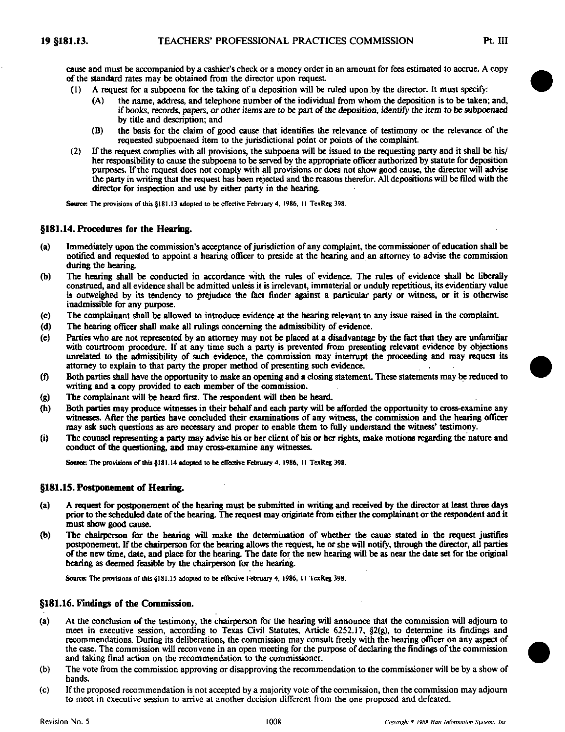cause and must be accompanied by a cashier's check or a money order in an amount for fees estimated to accrue. A copy of the standard rates may be obtained from the director upon request.

(1) A request for a subpoena for the taking of a deposition will be ruled upon by the director. It must specify:

  (A) the name, address, and telephone number of the individual from whom the deposition is to be taken; and, *if books, records, papers, or other items are to be part of the deposition, identify the item to be subpoenaed* by title and description; and

  (B) the basis for the claim of good cause that identifies the relevance of testimony or the relevance of the requested subpoenaed item to the jurisdictional point or points of the complaint.

(2) If the request complies with all provisions, the subpoena will be issued to the requesting party and it shall be his/her responsibility to cause the subpoena to be served by the appropriate officer authorized by statute for deposition purposes. If the request does not comply with all provisions or does not show good cause, the director will advise the party in writing that the request has been rejected and the reasons therefor. All depositions will be filed with the director for inspection and use by either party in the hearing.

Source: The provisions of this §181.13 adopted to be effective February 4, 1986, 11 TexReg 398.

## §181.14. Procedures for the Hearing.

(a) Immediately upon the commission's acceptance of jurisdiction of any complaint, the commissioner of education shall be notified and requested to appoint a hearing officer to preside at the hearing and an attorney to advise the commission during the hearing.

(b) The hearing shall be conducted in accordance with the rules of evidence. The rules of evidence shall be liberally construed, and all evidence shall be admitted unless it is irrelevant, immaterial or unduly repetitious, its evidentiary value is outweighed by its tendency to prejudice the fact finder against a particular party or witness, or it is otherwise inadmissible for any purpose.

(c) The complainant shall be allowed to introduce evidence at the hearing relevant to any issue raised in the complaint.

(d) The hearing officer shall make all rulings concerning the admissibility of evidence.

(e) Parties who are not represented by an attorney may not be placed at a disadvantage by the fact that they are unfamiliar with courtroom procedure. If at any time such a party is prevented from presenting relevant evidence by objections unrelated to the admissibility of such evidence, the commission may interrupt the proceeding and may request its attorney to explain to that party the proper method of presenting such evidence.

(f) Both parties shall have the opportunity to make an opening and a closing statement. These statements may be reduced to writing and a copy provided to each member of the commission.

(g) The complainant will be heard first. The respondent will then be heard.

(h) Both parties may produce witnesses in their behalf and each party will be afforded the opportunity to cross-examine any witnesses. After the parties have concluded their examinations of any witness, the commission and the hearing officer may ask such questions as are necessary and proper to enable them to fully understand the witness' testimony.

(i) The counsel representing a party may advise his or her client of his or her rights, make motions regarding the nature and conduct of the questioning, and may cross-examine any witnesses.

Source: The provisions of this §181.14 adopted to be effective February 4, 1986, 11 TexReg 398.

## §181.15. Postponement of Hearing.

(a) A request for postponement of the hearing must be submitted in writing and received by the director at least three days prior to the scheduled date of the hearing. The request may originate from either the complainant or the respondent and it must show good cause.

(b) The chairperson for the hearing will make the determination of whether the cause stated in the request justifies postponement. If the chairperson for the hearing allows the request, he or she will notify, through the director, all parties of the new time, date, and place for the hearing. The date for the new hearing will be as near the date set for the original hearing as deemed feasible by the chairperson for the hearing.

Source: The provisions of this §181.15 adopted to be effective February 4, 1986, 11 TexReg 398.

## §181.16. Findings of the Commission.

(a) At the conclusion of the testimony, the chairperson for the hearing will announce that the commission will adjourn to meet in executive session, according to Texas Civil Statutes, Article 6252.17, §2(g), to determine its findings and recommendations. During its deliberations, the commission may consult freely with the hearing officer on any aspect of the case. The commission will reconvene in an open meeting for the purpose of declaring the findings of the commission and taking final action on the recommendation to the commissioner.

(b) The vote from the commission approving or disapproving the recommendation to the commissioner will be by a show of hands.

(c) If the proposed recommendation is not accepted by a majority vote of the commission, then the commission may adjourn to meet in executive session to arrive at another decision different from the one proposed and defeated.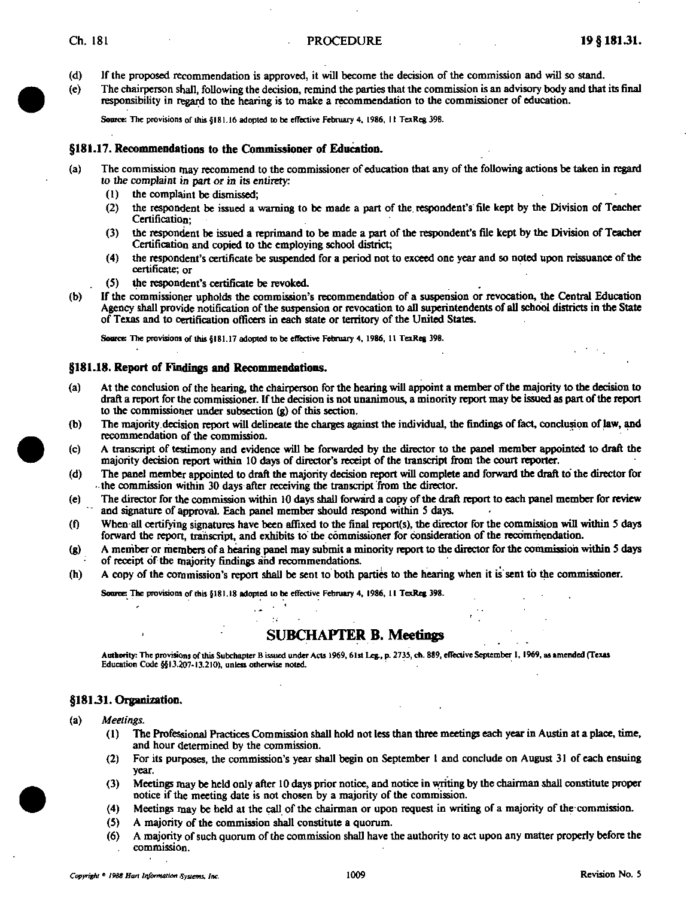(d) If the proposed recommendation is approved, it will become the decision of the commission and will so stand.

(e) The chairperson shall, following the decision, remind the parties that the commission is an advisory body and that its final responsibility in regard to the hearing is to make a recommendation to the commissioner of education.

Source: The provisions of this §181.16 adopted to be effective February 4, 1986, 11 TexReg 398.

### §181.17. Recommendations to the Commissioner of Education.

(a) The commission may recommend to the commissioner of education that any of the following actions be taken in regard to the complaint in part or in its entirety:

(1) the complaint be dismissed;

(2) the respondent be issued a warning to be made a part of the respondent's file kept by the Division of Teacher Certification;

(3) the respondent be issued a reprimand to be made a part of the respondent's file kept by the Division of Teacher Certification and copied to the employing school district;

(4) the respondent's certificate be suspended for a period not to exceed one year and so noted upon reissuance of the certificate; or

(5) the respondent's certificate be revoked.

(b) If the commissioner upholds the commission's recommendation of a suspension or revocation, the Central Education Agency shall provide notification of the suspension or revocation to all superintendents of all school districts in the State of Texas and to certification officers in each state or territory of the United States.

Source: The provisions of this §181.17 adopted to be effective February 4, 1986, 11 TexReg 398.

### §181.18. Report of Findings and Recommendations.

(a) At the conclusion of the hearing, the chairperson for the hearing will appoint a member of the majority to the decision to draft a report for the commissioner. If the decision is not unanimous, a minority report may be issued as part of the report to the commissioner under subsection (g) of this section.

(b) The majority decision report will delineate the charges against the individual, the findings of fact, conclusion of law, and recommendation of the commission.

(c) A transcript of testimony and evidence will be forwarded by the director to the panel member appointed to draft the majority decision report within 10 days of director's receipt of the transcript from the court reporter.

(d) The panel member appointed to draft the majority decision report will complete and forward the draft to the director for the commission within 30 days after receiving the transcript from the director.

(e) The director for the commission within 10 days shall forward a copy of the draft report to each panel member for review and signature of approval. Each panel member should respond within 5 days.

(f) When all certifying signatures have been affixed to the final report(s), the director for the commission will within 5 days forward the report, transcript, and exhibits to the commissioner for consideration of the recommendation.

(g) A member or members of a hearing panel may submit a minority report to the director for the commission within 5 days of receipt of the majority findings and recommendations.

(h) A copy of the commission's report shall be sent to both parties to the hearing when it is sent to the commissioner.

Source: The provisions of this §181.18 adopted to be effective February 4, 1986, 11 TexReg 398.

## SUBCHAPTER B. Meetings

Authority: The provisions of this Subchapter B issued under Acts 1969, 61st Leg., p. 2735, ch. 889, effective September 1, 1969, as amended (Texas Education Code §§13.207-13.210), unless otherwise noted.

### §181.31. Organization.

(a) *Meetings.*

(1) The Professional Practices Commission shall hold not less than three meetings each year in Austin at a place, time, and hour determined by the commission.

(2) For its purposes, the commission's year shall begin on September 1 and conclude on August 31 of each ensuing year.

(3) Meetings may be held only after 10 days prior notice, and notice in writing by the chairman shall constitute proper notice if the meeting date is not chosen by a majority of the commission.

(4) Meetings may be held at the call of the chairman or upon request in writing of a majority of the commission.

(5) A majority of the commission shall constitute a quorum.

(6) A majority of such quorum of the commission shall have the authority to act upon any matter properly before the commission.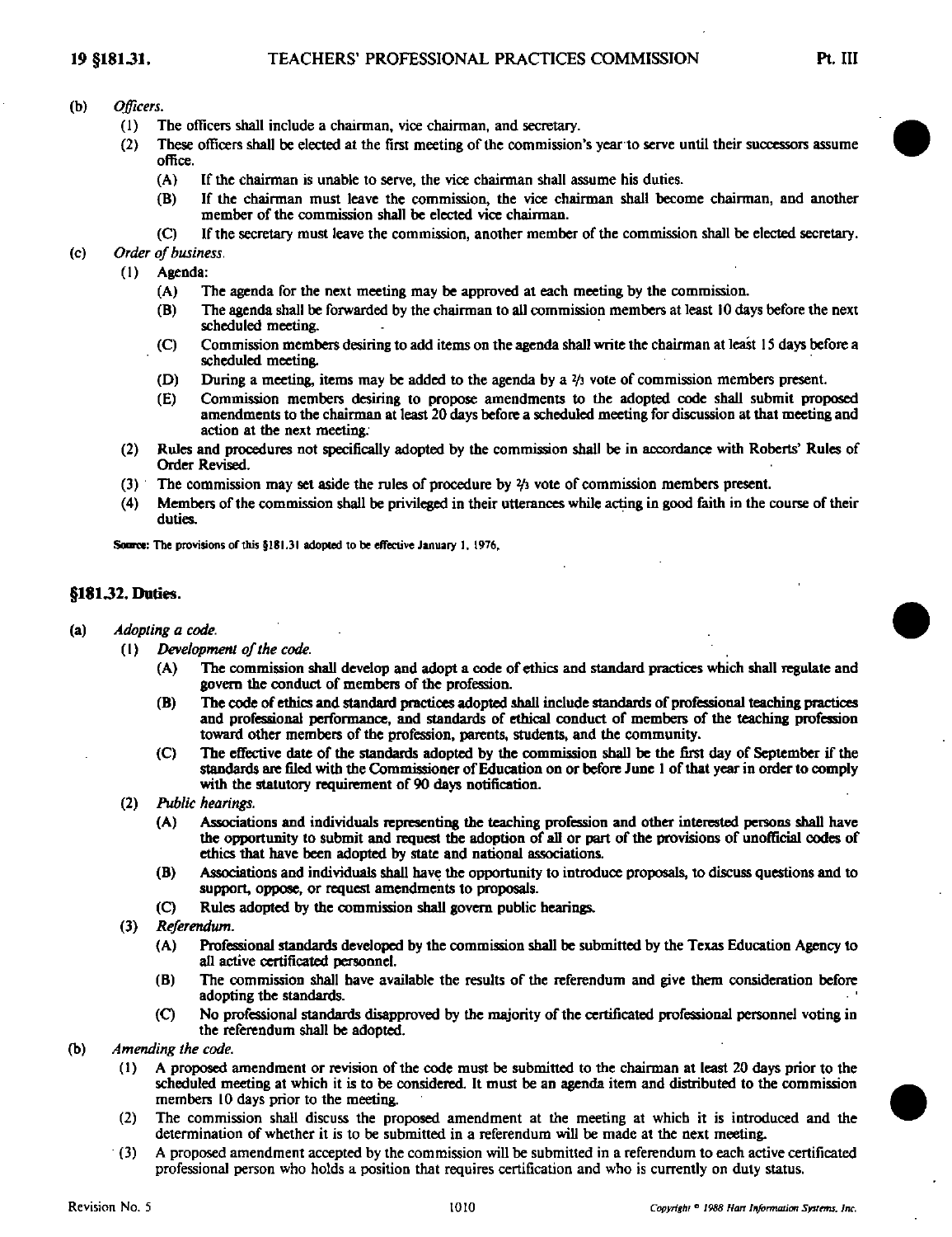(b) *Officers.*

(1) The officers shall include a chairman, vice chairman, and secretary.

(2) These officers shall be elected at the first meeting of the commission's year to serve until their successors assume office.

(A) If the chairman is unable to serve, the vice chairman shall assume his duties.

(B) If the chairman must leave the commission, the vice chairman shall become chairman, and another member of the commission shall be elected vice chairman.

(C) If the secretary must leave the commission, another member of the commission shall be elected secretary.

(c) *Order of business.*

(1) Agenda:

(A) The agenda for the next meeting may be approved at each meeting by the commission.

(B) The agenda shall be forwarded by the chairman to all commission members at least 10 days before the next scheduled meeting.

(C) Commission members desiring to add items on the agenda shall write the chairman at least 15 days before a scheduled meeting.

(D) During a meeting, items may be added to the agenda by a ⅔ vote of commission members present.

(E) Commission members desiring to propose amendments to the adopted code shall submit proposed amendments to the chairman at least 20 days before a scheduled meeting for discussion at that meeting and action at the next meeting.

(2) Rules and procedures not specifically adopted by the commission shall be in accordance with Roberts' Rules of Order Revised.

(3) The commission may set aside the rules of procedure by ⅔ vote of commission members present.

(4) Members of the commission shall be privileged in their utterances while acting in good faith in the course of their duties.

**Source:** The provisions of this §181.31 adopted to be effective January 1, 1976.

### §181.32. Duties.

(a) *Adopting a code.*

(1) *Development of the code.*

(A) The commission shall develop and adopt a code of ethics and standard practices which shall regulate and govern the conduct of members of the profession.

(B) The code of ethics and standard practices adopted shall include standards of professional teaching practices and professional performance, and standards of ethical conduct of members of the teaching profession toward other members of the profession, parents, students, and the community.

(C) The effective date of the standards adopted by the commission shall be the first day of September if the standards are filed with the Commissioner of Education on or before June 1 of that year in order to comply with the statutory requirement of 90 days notification.

(2) *Public hearings.*

(A) Associations and individuals representing the teaching profession and other interested persons shall have the opportunity to submit and request the adoption of all or part of the provisions of unofficial codes of ethics that have been adopted by state and national associations.

(B) Associations and individuals shall have the opportunity to introduce proposals, to discuss questions and to support, oppose, or request amendments to proposals.

(C) Rules adopted by the commission shall govern public hearings.

(3) *Referendum.*

(A) Professional standards developed by the commission shall be submitted by the Texas Education Agency to all active certificated personnel.

(B) The commission shall have available the results of the referendum and give them consideration before adopting the standards.

(C) No professional standards disapproved by the majority of the certificated professional personnel voting in the referendum shall be adopted.

(b) *Amending the code.*

(1) A proposed amendment or revision of the code must be submitted to the chairman at least 20 days prior to the scheduled meeting at which it is to be considered. It must be an agenda item and distributed to the commission members 10 days prior to the meeting.

(2) The commission shall discuss the proposed amendment at the meeting at which it is introduced and the determination of whether it is to be submitted in a referendum will be made at the next meeting.

(3) A proposed amendment accepted by the commission will be submitted in a referendum to each active certificated professional person who holds a position that requires certification and who is currently on duty status.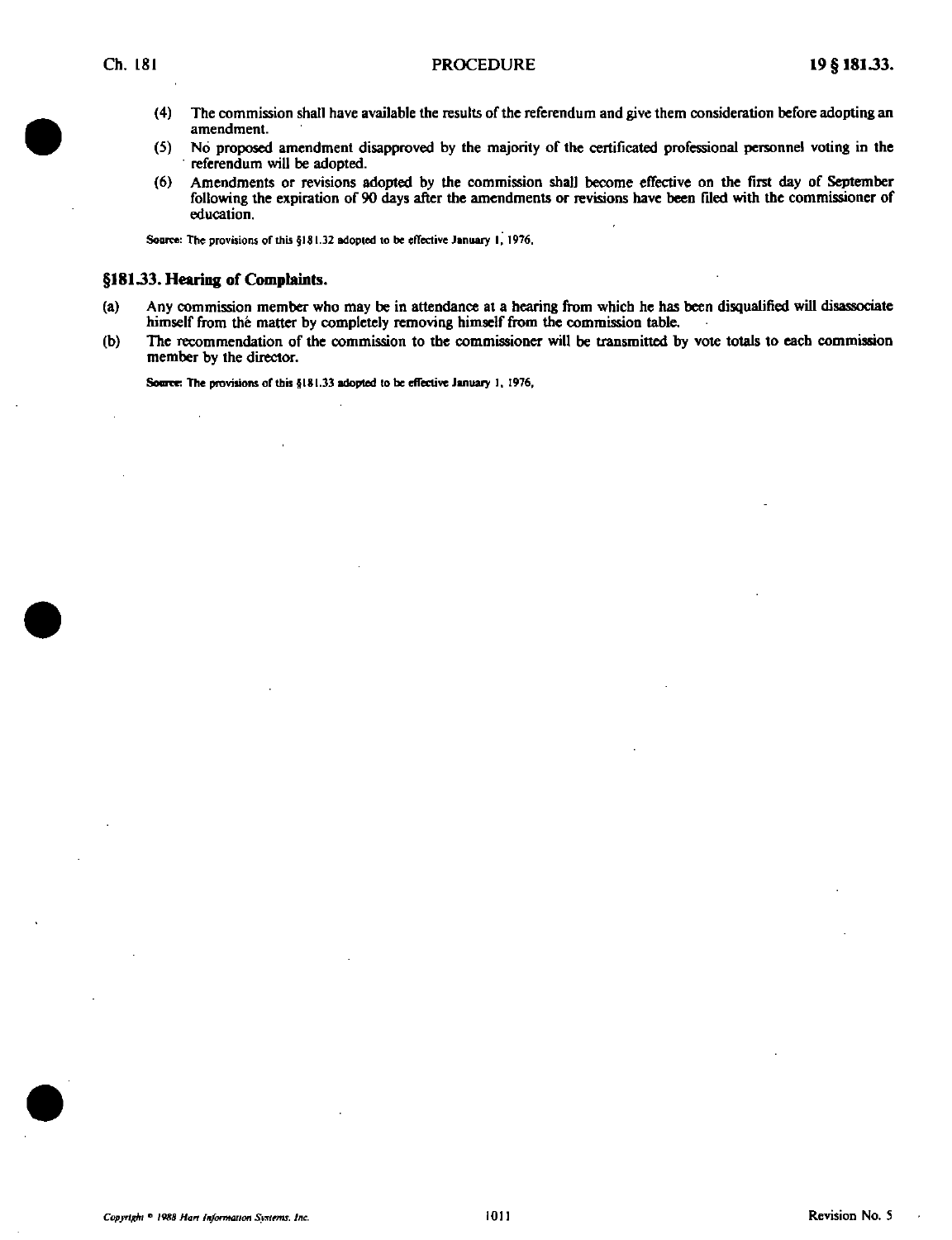(4) The commission shall have available the results of the referendum and give them consideration before adopting an amendment.

(5) No proposed amendment disapproved by the majority of the certificated professional personnel voting in the referendum will be adopted.

(6) Amendments or revisions adopted by the commission shall become effective on the first day of September following the expiration of 90 days after the amendments or revisions have been filed with the commissioner of education.

Source: The provisions of this §181.32 adopted to be effective January 1, 1976.

### §181.33. Hearing of Complaints.

(a) Any commission member who may be in attendance at a hearing from which he has been disqualified will disassociate himself from the matter by completely removing himself from the commission table.

(b) The recommendation of the commission to the commissioner will be transmitted by vote totals to each commission member by the director.

Source: The provisions of this §181.33 adopted to be effective January 1, 1976.

*Copyright © 1988 Hart Information Systems, Inc.*

Revision No. 5